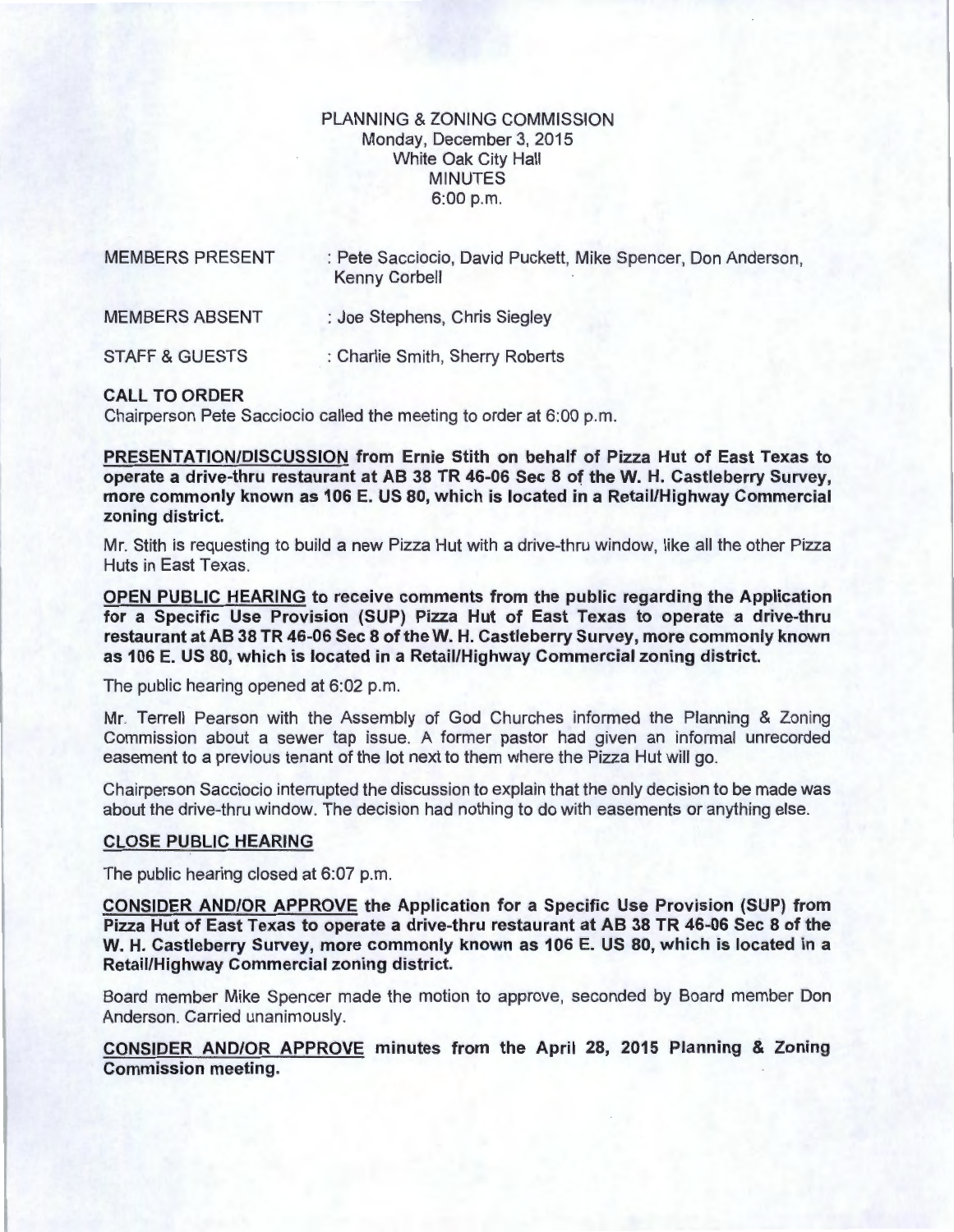PLANNING & ZONING COMMISSION
Monday, December 3, 2015
White Oak City Hall
MINUTES
6:00 p.m.

MEMBERS PRESENT : Pete Sacciocio, David Puckett, Mike Spencer, Don Anderson, Kenny Corbell

MEMBERS ABSENT : Joe Stephens, Chris Siegley

STAFF & GUESTS : Charlie Smith, Sherry Roberts

**CALL TO ORDER**

Chairperson Pete Sacciocio called the meeting to order at 6:00 p.m.

**PRESENTATION/DISCUSSION from Ernie Stith on behalf of Pizza Hut of East Texas to operate a drive-thru restaurant at AB 38 TR 46-06 Sec 8 of the W. H. Castleberry Survey, more commonly known as 106 E. US 80, which is located in a Retail/Highway Commercial zoning district.**

Mr. Stith is requesting to build a new Pizza Hut with a drive-thru window, like all the other Pizza Huts in East Texas.

**OPEN PUBLIC HEARING to receive comments from the public regarding the Application for a Specific Use Provision (SUP) Pizza Hut of East Texas to operate a drive-thru restaurant at AB 38 TR 46-06 Sec 8 of the W. H. Castleberry Survey, more commonly known as 106 E. US 80, which is located in a Retail/Highway Commercial zoning district.**

The public hearing opened at 6:02 p.m.

Mr. Terrell Pearson with the Assembly of God Churches informed the Planning & Zoning Commission about a sewer tap issue. A former pastor had given an informal unrecorded easement to a previous tenant of the lot next to them where the Pizza Hut will go.

Chairperson Sacciocio interrupted the discussion to explain that the only decision to be made was about the drive-thru window. The decision had nothing to do with easements or anything else.

**CLOSE PUBLIC HEARING**

The public hearing closed at 6:07 p.m.

**CONSIDER AND/OR APPROVE the Application for a Specific Use Provision (SUP) from Pizza Hut of East Texas to operate a drive-thru restaurant at AB 38 TR 46-06 Sec 8 of the W. H. Castleberry Survey, more commonly known as 106 E. US 80, which is located in a Retail/Highway Commercial zoning district.**

Board member Mike Spencer made the motion to approve, seconded by Board member Don Anderson. Carried unanimously.

**CONSIDER AND/OR APPROVE minutes from the April 28, 2015 Planning & Zoning Commission meeting.**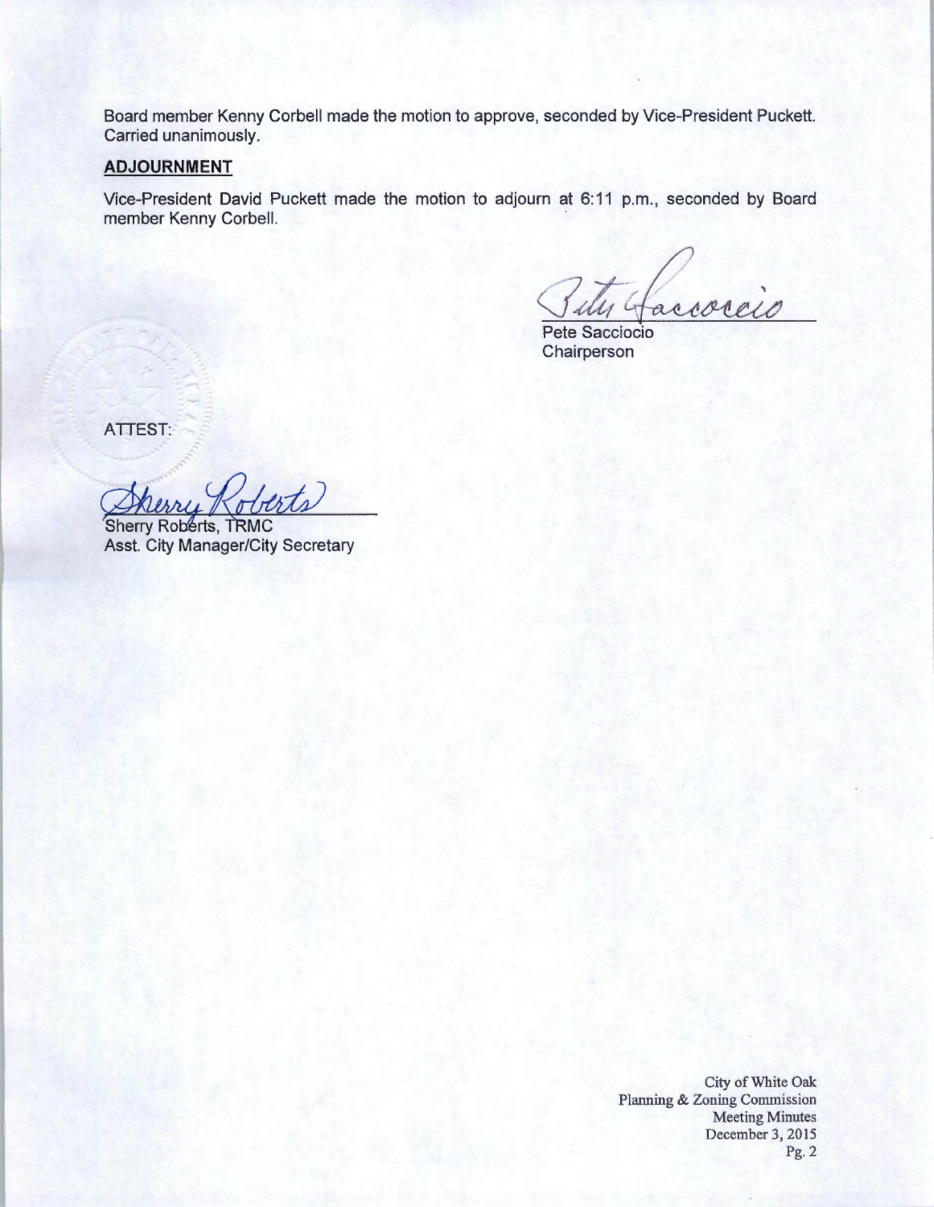Board member Kenny Corbell made the motion to approve, seconded by Vice-President Puckett. Carried unanimously.

**ADJOURNMENT**

Vice-President David Puckett made the motion to adjourn at 6:11 p.m., seconded by Board member Kenny Corbell.

Pete Sacciocio
Chairperson

ATTEST:

Sherry Roberts, TRMC
Asst. City Manager/City Secretary

City of White Oak
Planning & Zoning Commission
Meeting Minutes
December 3, 2015